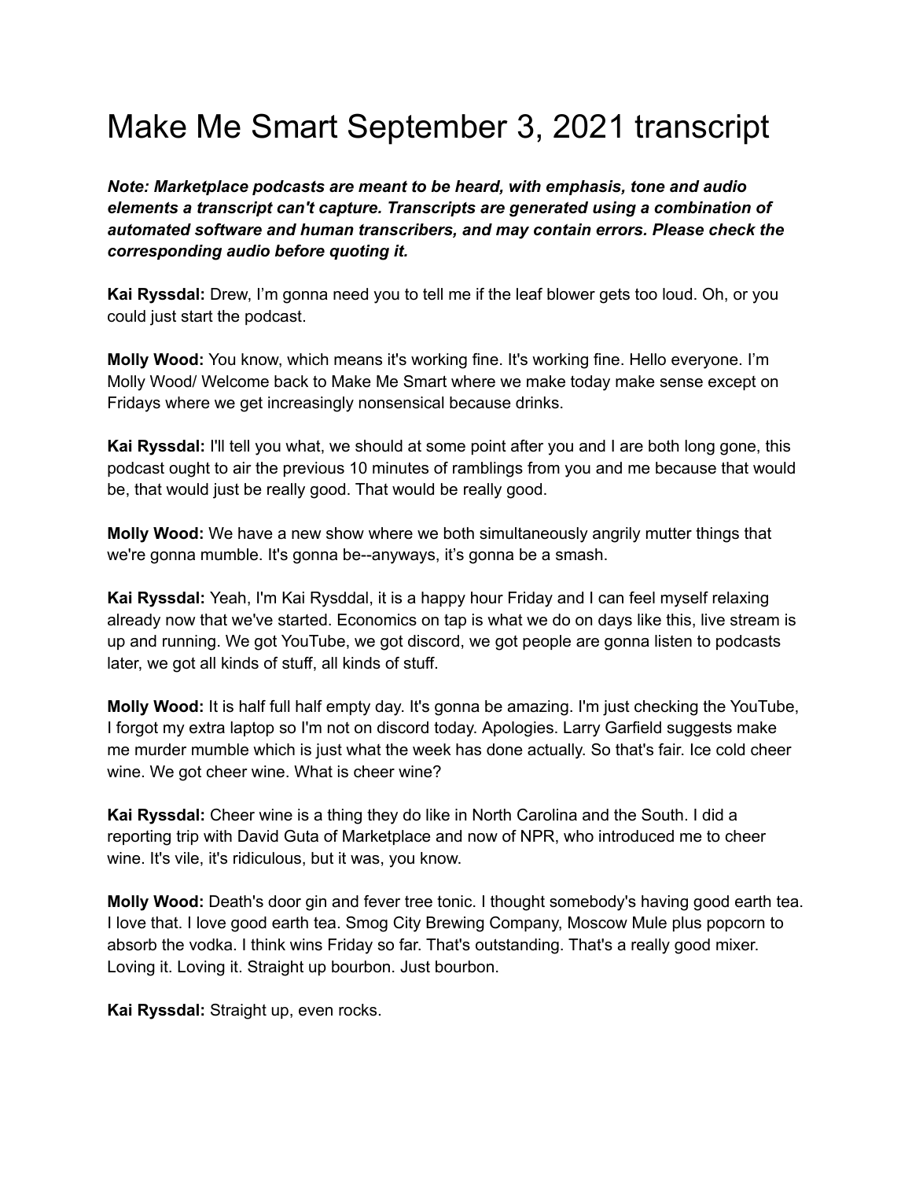# Make Me Smart September 3, 2021 transcript

***Note: Marketplace podcasts are meant to be heard, with emphasis, tone and audio elements a transcript can't capture. Transcripts are generated using a combination of automated software and human transcribers, and may contain errors. Please check the corresponding audio before quoting it.***

**Kai Ryssdal:** Drew, I'm gonna need you to tell me if the leaf blower gets too loud. Oh, or you could just start the podcast.

**Molly Wood:** You know, which means it's working fine. It's working fine. Hello everyone. I'm Molly Wood/ Welcome back to Make Me Smart where we make today make sense except on Fridays where we get increasingly nonsensical because drinks.

**Kai Ryssdal:** I'll tell you what, we should at some point after you and I are both long gone, this podcast ought to air the previous 10 minutes of ramblings from you and me because that would be, that would just be really good. That would be really good.

**Molly Wood:** We have a new show where we both simultaneously angrily mutter things that we're gonna mumble. It's gonna be--anyways, it's gonna be a smash.

**Kai Ryssdal:** Yeah, I'm Kai Rysddal, it is a happy hour Friday and I can feel myself relaxing already now that we've started. Economics on tap is what we do on days like this, live stream is up and running. We got YouTube, we got discord, we got people are gonna listen to podcasts later, we got all kinds of stuff, all kinds of stuff.

**Molly Wood:** It is half full half empty day. It's gonna be amazing. I'm just checking the YouTube, I forgot my extra laptop so I'm not on discord today. Apologies. Larry Garfield suggests make me murder mumble which is just what the week has done actually. So that's fair. Ice cold cheer wine. We got cheer wine. What is cheer wine?

**Kai Ryssdal:** Cheer wine is a thing they do like in North Carolina and the South. I did a reporting trip with David Guta of Marketplace and now of NPR, who introduced me to cheer wine. It's vile, it's ridiculous, but it was, you know.

**Molly Wood:** Death's door gin and fever tree tonic. I thought somebody's having good earth tea. I love that. I love good earth tea. Smog City Brewing Company, Moscow Mule plus popcorn to absorb the vodka. I think wins Friday so far. That's outstanding. That's a really good mixer. Loving it. Loving it. Straight up bourbon. Just bourbon.

**Kai Ryssdal:** Straight up, even rocks.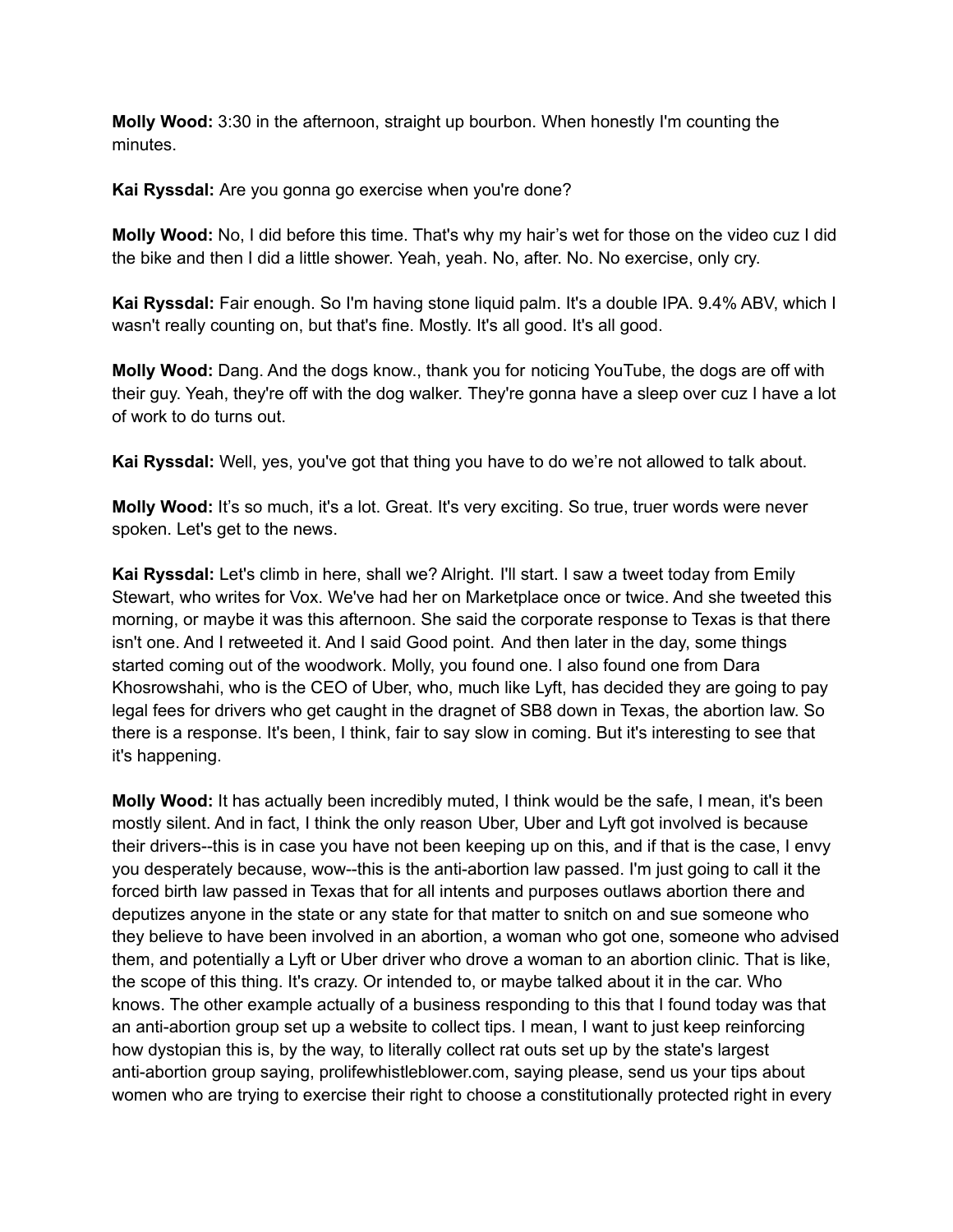**Molly Wood:** 3:30 in the afternoon, straight up bourbon. When honestly I'm counting the minutes.

**Kai Ryssdal:** Are you gonna go exercise when you're done?

**Molly Wood:** No, I did before this time. That's why my hair's wet for those on the video cuz I did the bike and then I did a little shower. Yeah, yeah. No, after. No. No exercise, only cry.

**Kai Ryssdal:** Fair enough. So I'm having stone liquid palm. It's a double IPA. 9.4% ABV, which I wasn't really counting on, but that's fine. Mostly. It's all good. It's all good.

**Molly Wood:** Dang. And the dogs know., thank you for noticing YouTube, the dogs are off with their guy. Yeah, they're off with the dog walker. They're gonna have a sleep over cuz I have a lot of work to do turns out.

**Kai Ryssdal:** Well, yes, you've got that thing you have to do we're not allowed to talk about.

**Molly Wood:** It's so much, it's a lot. Great. It's very exciting. So true, truer words were never spoken. Let's get to the news.

**Kai Ryssdal:** Let's climb in here, shall we? Alright. I'll start. I saw a tweet today from Emily Stewart, who writes for Vox. We've had her on Marketplace once or twice. And she tweeted this morning, or maybe it was this afternoon. She said the corporate response to Texas is that there isn't one. And I retweeted it. And I said Good point. And then later in the day, some things started coming out of the woodwork. Molly, you found one. I also found one from Dara Khosrowshahi, who is the CEO of Uber, who, much like Lyft, has decided they are going to pay legal fees for drivers who get caught in the dragnet of SB8 down in Texas, the abortion law. So there is a response. It's been, I think, fair to say slow in coming. But it's interesting to see that it's happening.

**Molly Wood:** It has actually been incredibly muted, I think would be the safe, I mean, it's been mostly silent. And in fact, I think the only reason Uber, Uber and Lyft got involved is because their drivers--this is in case you have not been keeping up on this, and if that is the case, I envy you desperately because, wow--this is the anti-abortion law passed. I'm just going to call it the forced birth law passed in Texas that for all intents and purposes outlaws abortion there and deputizes anyone in the state or any state for that matter to snitch on and sue someone who they believe to have been involved in an abortion, a woman who got one, someone who advised them, and potentially a Lyft or Uber driver who drove a woman to an abortion clinic. That is like, the scope of this thing. It's crazy. Or intended to, or maybe talked about it in the car. Who knows. The other example actually of a business responding to this that I found today was that an anti-abortion group set up a website to collect tips. I mean, I want to just keep reinforcing how dystopian this is, by the way, to literally collect rat outs set up by the state's largest anti-abortion group saying, prolifewhistleblower.com, saying please, send us your tips about women who are trying to exercise their right to choose a constitutionally protected right in every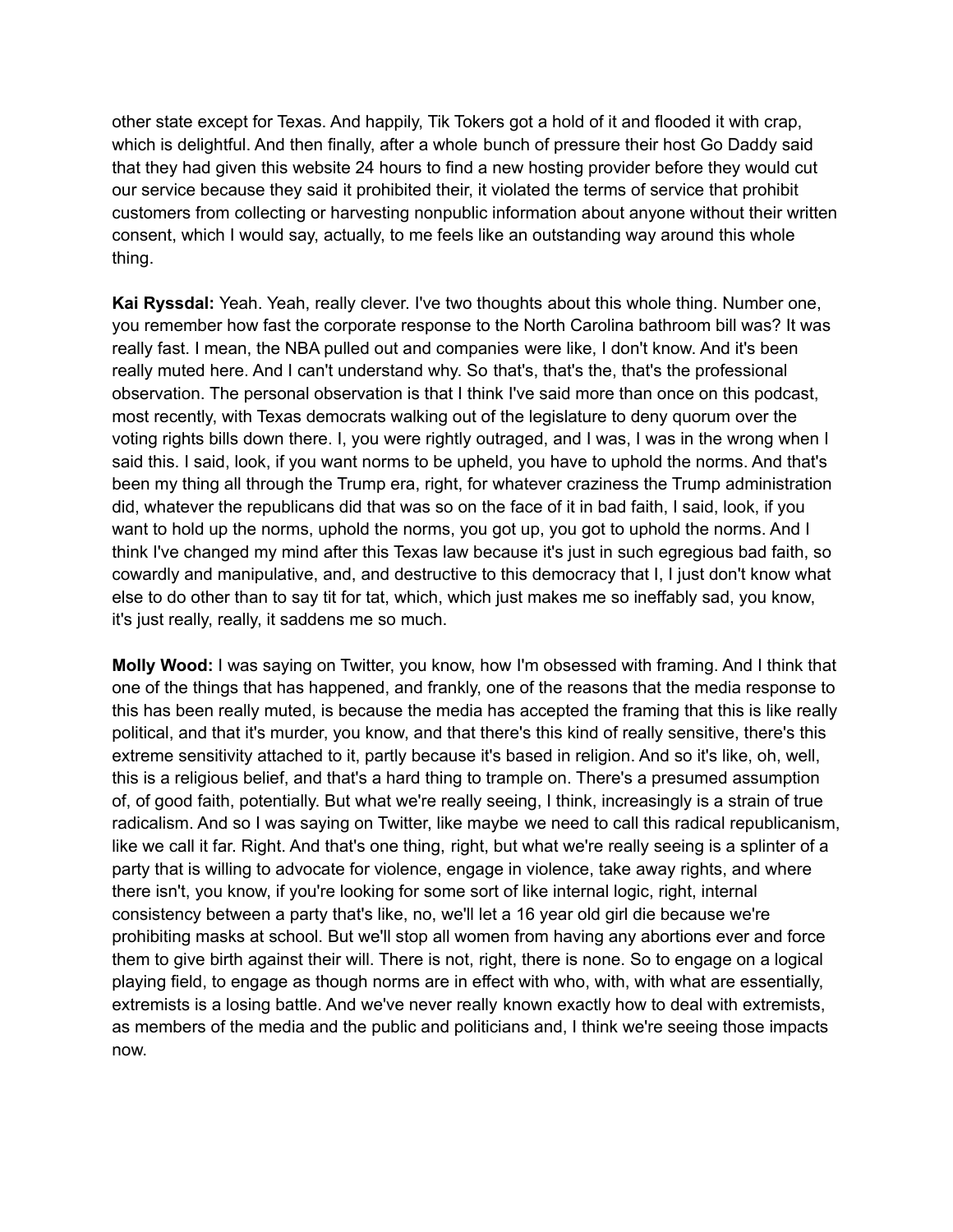other state except for Texas. And happily, Tik Tokers got a hold of it and flooded it with crap, which is delightful. And then finally, after a whole bunch of pressure their host Go Daddy said that they had given this website 24 hours to find a new hosting provider before they would cut our service because they said it prohibited their, it violated the terms of service that prohibit customers from collecting or harvesting nonpublic information about anyone without their written consent, which I would say, actually, to me feels like an outstanding way around this whole thing.

**Kai Ryssdal:** Yeah. Yeah, really clever. I've two thoughts about this whole thing. Number one, you remember how fast the corporate response to the North Carolina bathroom bill was? It was really fast. I mean, the NBA pulled out and companies were like, I don't know. And it's been really muted here. And I can't understand why. So that's, that's the, that's the professional observation. The personal observation is that I think I've said more than once on this podcast, most recently, with Texas democrats walking out of the legislature to deny quorum over the voting rights bills down there. I, you were rightly outraged, and I was, I was in the wrong when I said this. I said, look, if you want norms to be upheld, you have to uphold the norms. And that's been my thing all through the Trump era, right, for whatever craziness the Trump administration did, whatever the republicans did that was so on the face of it in bad faith, I said, look, if you want to hold up the norms, uphold the norms, you got up, you got to uphold the norms. And I think I've changed my mind after this Texas law because it's just in such egregious bad faith, so cowardly and manipulative, and, and destructive to this democracy that I, I just don't know what else to do other than to say tit for tat, which, which just makes me so ineffably sad, you know, it's just really, really, it saddens me so much.

**Molly Wood:** I was saying on Twitter, you know, how I'm obsessed with framing. And I think that one of the things that has happened, and frankly, one of the reasons that the media response to this has been really muted, is because the media has accepted the framing that this is like really political, and that it's murder, you know, and that there's this kind of really sensitive, there's this extreme sensitivity attached to it, partly because it's based in religion. And so it's like, oh, well, this is a religious belief, and that's a hard thing to trample on. There's a presumed assumption of, of good faith, potentially. But what we're really seeing, I think, increasingly is a strain of true radicalism. And so I was saying on Twitter, like maybe we need to call this radical republicanism, like we call it far. Right. And that's one thing, right, but what we're really seeing is a splinter of a party that is willing to advocate for violence, engage in violence, take away rights, and where there isn't, you know, if you're looking for some sort of like internal logic, right, internal consistency between a party that's like, no, we'll let a 16 year old girl die because we're prohibiting masks at school. But we'll stop all women from having any abortions ever and force them to give birth against their will. There is not, right, there is none. So to engage on a logical playing field, to engage as though norms are in effect with who, with, with what are essentially, extremists is a losing battle. And we've never really known exactly how to deal with extremists, as members of the media and the public and politicians and, I think we're seeing those impacts now.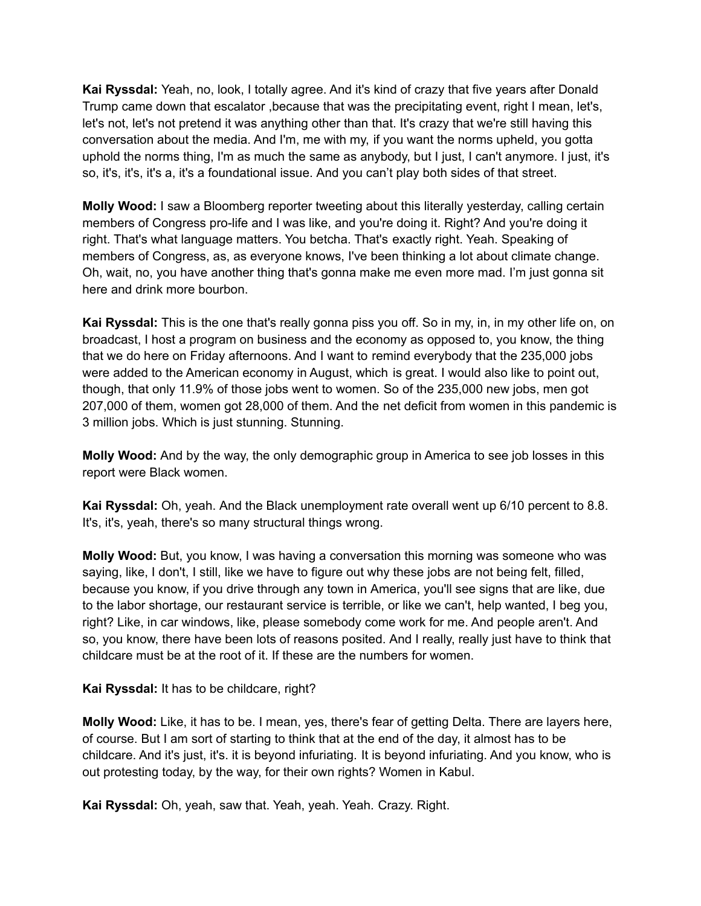**Kai Ryssdal:** Yeah, no, look, I totally agree. And it's kind of crazy that five years after Donald Trump came down that escalator ,because that was the precipitating event, right I mean, let's, let's not, let's not pretend it was anything other than that. It's crazy that we're still having this conversation about the media. And I'm, me with my, if you want the norms upheld, you gotta uphold the norms thing, I'm as much the same as anybody, but I just, I can't anymore. I just, it's so, it's, it's, it's a, it's a foundational issue. And you can't play both sides of that street.

**Molly Wood:** I saw a Bloomberg reporter tweeting about this literally yesterday, calling certain members of Congress pro-life and I was like, and you're doing it. Right? And you're doing it right. That's what language matters. You betcha. That's exactly right. Yeah. Speaking of members of Congress, as, as everyone knows, I've been thinking a lot about climate change. Oh, wait, no, you have another thing that's gonna make me even more mad. I'm just gonna sit here and drink more bourbon.

**Kai Ryssdal:** This is the one that's really gonna piss you off. So in my, in, in my other life on, on broadcast, I host a program on business and the economy as opposed to, you know, the thing that we do here on Friday afternoons. And I want to remind everybody that the 235,000 jobs were added to the American economy in August, which is great. I would also like to point out, though, that only 11.9% of those jobs went to women. So of the 235,000 new jobs, men got 207,000 of them, women got 28,000 of them. And the net deficit from women in this pandemic is 3 million jobs. Which is just stunning. Stunning.

**Molly Wood:** And by the way, the only demographic group in America to see job losses in this report were Black women.

**Kai Ryssdal:** Oh, yeah. And the Black unemployment rate overall went up 6/10 percent to 8.8. It's, it's, yeah, there's so many structural things wrong.

**Molly Wood:** But, you know, I was having a conversation this morning was someone who was saying, like, I don't, I still, like we have to figure out why these jobs are not being felt, filled, because you know, if you drive through any town in America, you'll see signs that are like, due to the labor shortage, our restaurant service is terrible, or like we can't, help wanted, I beg you, right? Like, in car windows, like, please somebody come work for me. And people aren't. And so, you know, there have been lots of reasons posited. And I really, really just have to think that childcare must be at the root of it. If these are the numbers for women.

**Kai Ryssdal:** It has to be childcare, right?

**Molly Wood:** Like, it has to be. I mean, yes, there's fear of getting Delta. There are layers here, of course. But I am sort of starting to think that at the end of the day, it almost has to be childcare. And it's just, it's. it is beyond infuriating. It is beyond infuriating. And you know, who is out protesting today, by the way, for their own rights? Women in Kabul.

**Kai Ryssdal:** Oh, yeah, saw that. Yeah, yeah. Yeah. Crazy. Right.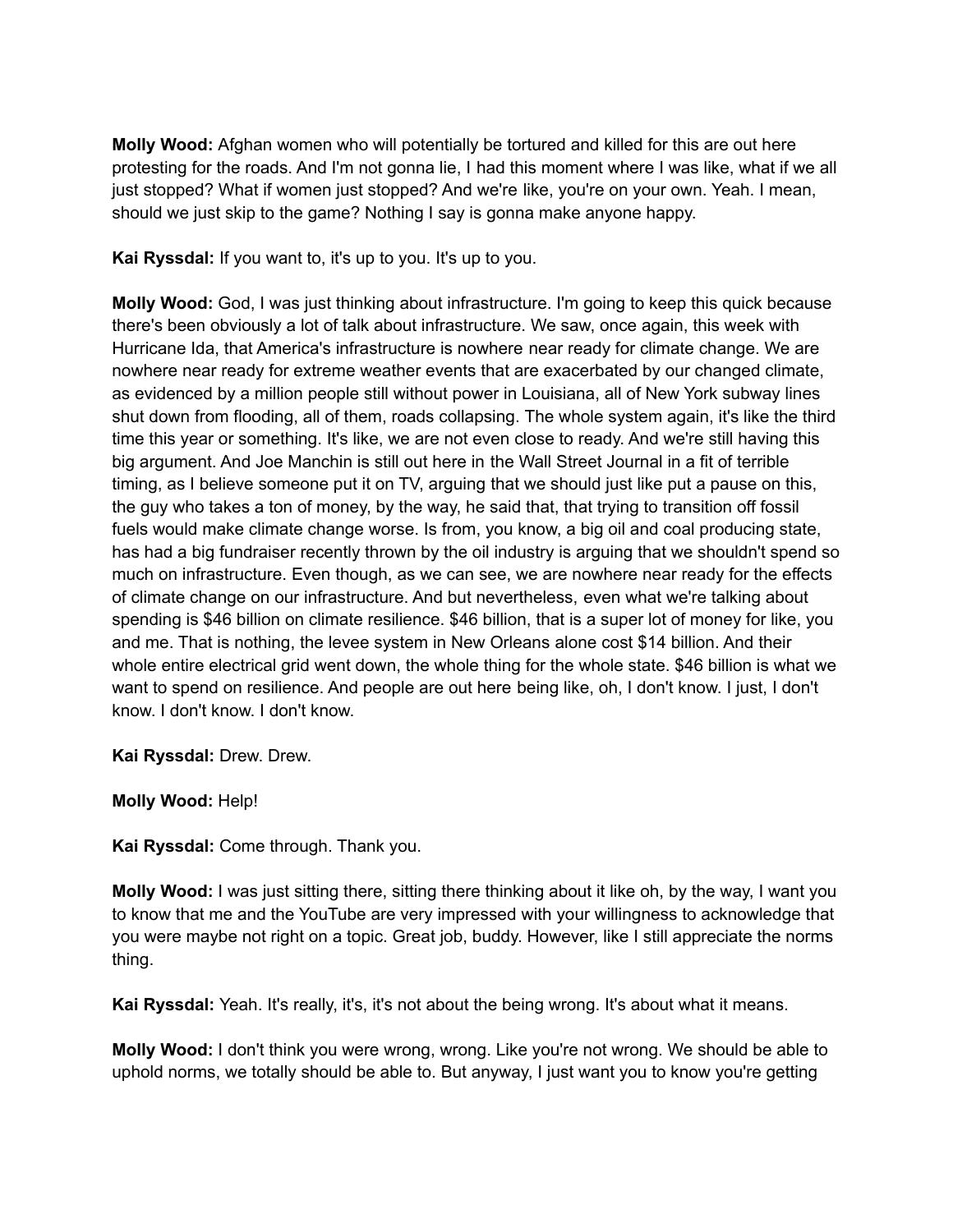**Molly Wood:** Afghan women who will potentially be tortured and killed for this are out here protesting for the roads. And I'm not gonna lie, I had this moment where I was like, what if we all just stopped? What if women just stopped? And we're like, you're on your own. Yeah. I mean, should we just skip to the game? Nothing I say is gonna make anyone happy.

**Kai Ryssdal:** If you want to, it's up to you. It's up to you.

**Molly Wood:** God, I was just thinking about infrastructure. I'm going to keep this quick because there's been obviously a lot of talk about infrastructure. We saw, once again, this week with Hurricane Ida, that America's infrastructure is nowhere near ready for climate change. We are nowhere near ready for extreme weather events that are exacerbated by our changed climate, as evidenced by a million people still without power in Louisiana, all of New York subway lines shut down from flooding, all of them, roads collapsing. The whole system again, it's like the third time this year or something. It's like, we are not even close to ready. And we're still having this big argument. And Joe Manchin is still out here in the Wall Street Journal in a fit of terrible timing, as I believe someone put it on TV, arguing that we should just like put a pause on this, the guy who takes a ton of money, by the way, he said that, that trying to transition off fossil fuels would make climate change worse. Is from, you know, a big oil and coal producing state, has had a big fundraiser recently thrown by the oil industry is arguing that we shouldn't spend so much on infrastructure. Even though, as we can see, we are nowhere near ready for the effects of climate change on our infrastructure. And but nevertheless, even what we're talking about spending is $46 billion on climate resilience. $46 billion, that is a super lot of money for like, you and me. That is nothing, the levee system in New Orleans alone cost $14 billion. And their whole entire electrical grid went down, the whole thing for the whole state. $46 billion is what we want to spend on resilience. And people are out here being like, oh, I don't know. I just, I don't know. I don't know. I don't know.

**Kai Ryssdal:** Drew. Drew.

**Molly Wood:** Help!

**Kai Ryssdal:** Come through. Thank you.

**Molly Wood:** I was just sitting there, sitting there thinking about it like oh, by the way, I want you to know that me and the YouTube are very impressed with your willingness to acknowledge that you were maybe not right on a topic. Great job, buddy. However, like I still appreciate the norms thing.

**Kai Ryssdal:** Yeah. It's really, it's, it's not about the being wrong. It's about what it means.

**Molly Wood:** I don't think you were wrong, wrong. Like you're not wrong. We should be able to uphold norms, we totally should be able to. But anyway, I just want you to know you're getting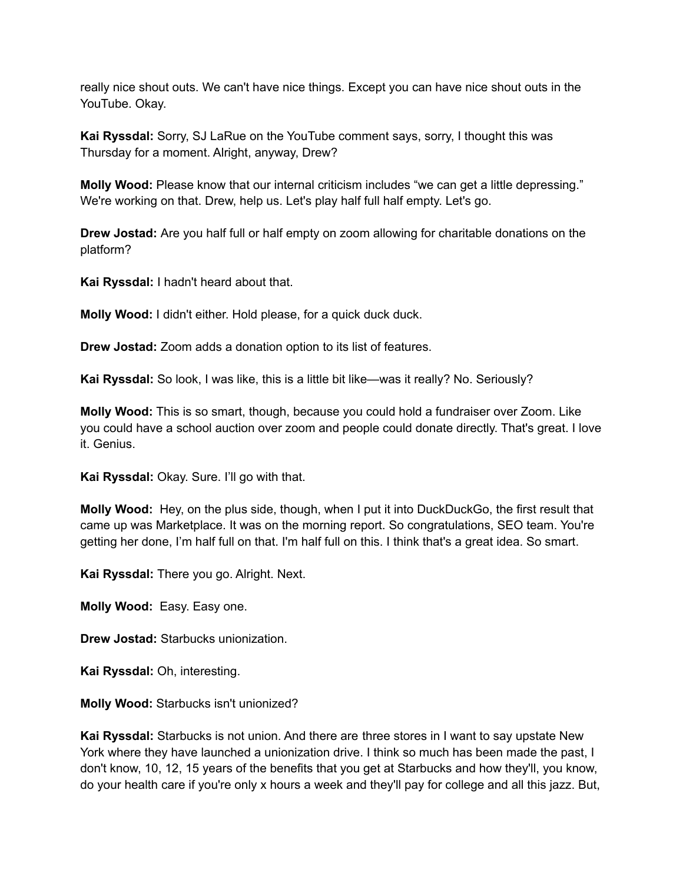really nice shout outs. We can't have nice things. Except you can have nice shout outs in the YouTube. Okay.

**Kai Ryssdal:** Sorry, SJ LaRue on the YouTube comment says, sorry, I thought this was Thursday for a moment. Alright, anyway, Drew?

**Molly Wood:** Please know that our internal criticism includes “we can get a little depressing.” We're working on that. Drew, help us. Let's play half full half empty. Let's go.

**Drew Jostad:** Are you half full or half empty on zoom allowing for charitable donations on the platform?

**Kai Ryssdal:** I hadn't heard about that.

**Molly Wood:** I didn't either. Hold please, for a quick duck duck.

**Drew Jostad:** Zoom adds a donation option to its list of features.

**Kai Ryssdal:** So look, I was like, this is a little bit like—was it really? No. Seriously?

**Molly Wood:** This is so smart, though, because you could hold a fundraiser over Zoom. Like you could have a school auction over zoom and people could donate directly. That's great. I love it. Genius.

**Kai Ryssdal:** Okay. Sure. I’ll go with that.

**Molly Wood:** Hey, on the plus side, though, when I put it into DuckDuckGo, the first result that came up was Marketplace. It was on the morning report. So congratulations, SEO team. You're getting her done, I’m half full on that. I'm half full on this. I think that's a great idea. So smart.

**Kai Ryssdal:** There you go. Alright. Next.

**Molly Wood:** Easy. Easy one.

**Drew Jostad:** Starbucks unionization.

**Kai Ryssdal:** Oh, interesting.

**Molly Wood:** Starbucks isn't unionized?

**Kai Ryssdal:** Starbucks is not union. And there are three stores in I want to say upstate New York where they have launched a unionization drive. I think so much has been made the past, I don't know, 10, 12, 15 years of the benefits that you get at Starbucks and how they'll, you know, do your health care if you're only x hours a week and they'll pay for college and all this jazz. But,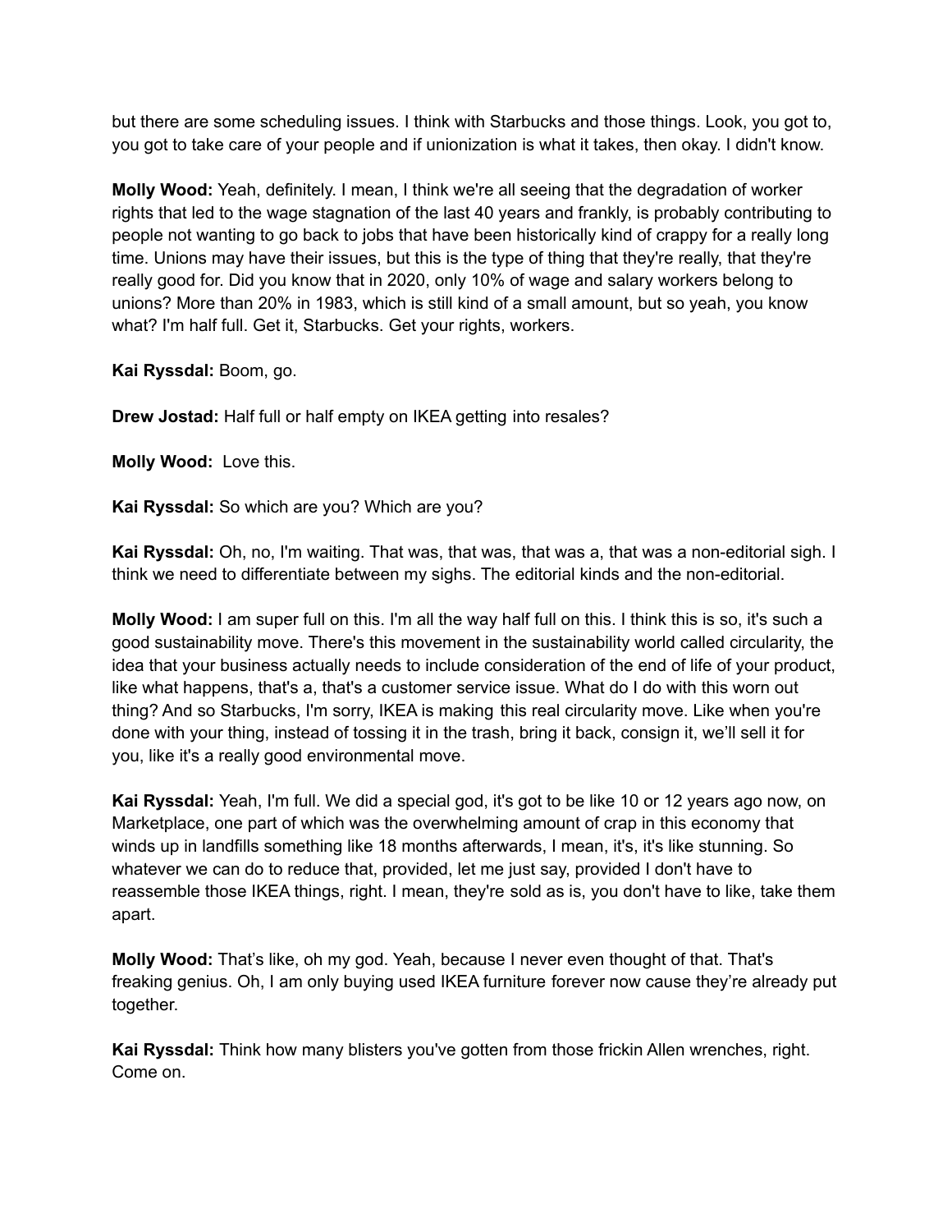but there are some scheduling issues. I think with Starbucks and those things. Look, you got to, you got to take care of your people and if unionization is what it takes, then okay. I didn't know.

**Molly Wood:** Yeah, definitely. I mean, I think we're all seeing that the degradation of worker rights that led to the wage stagnation of the last 40 years and frankly, is probably contributing to people not wanting to go back to jobs that have been historically kind of crappy for a really long time. Unions may have their issues, but this is the type of thing that they're really, that they're really good for. Did you know that in 2020, only 10% of wage and salary workers belong to unions? More than 20% in 1983, which is still kind of a small amount, but so yeah, you know what? I'm half full. Get it, Starbucks. Get your rights, workers.

**Kai Ryssdal:** Boom, go.

**Drew Jostad:** Half full or half empty on IKEA getting into resales?

**Molly Wood:** Love this.

**Kai Ryssdal:** So which are you? Which are you?

**Kai Ryssdal:** Oh, no, I'm waiting. That was, that was, that was a, that was a non-editorial sigh. I think we need to differentiate between my sighs. The editorial kinds and the non-editorial.

**Molly Wood:** I am super full on this. I'm all the way half full on this. I think this is so, it's such a good sustainability move. There's this movement in the sustainability world called circularity, the idea that your business actually needs to include consideration of the end of life of your product, like what happens, that's a, that's a customer service issue. What do I do with this worn out thing? And so Starbucks, I'm sorry, IKEA is making this real circularity move. Like when you're done with your thing, instead of tossing it in the trash, bring it back, consign it, we'll sell it for you, like it's a really good environmental move.

**Kai Ryssdal:** Yeah, I'm full. We did a special god, it's got to be like 10 or 12 years ago now, on Marketplace, one part of which was the overwhelming amount of crap in this economy that winds up in landfills something like 18 months afterwards, I mean, it's, it's like stunning. So whatever we can do to reduce that, provided, let me just say, provided I don't have to reassemble those IKEA things, right. I mean, they're sold as is, you don't have to like, take them apart.

**Molly Wood:** That's like, oh my god. Yeah, because I never even thought of that. That's freaking genius. Oh, I am only buying used IKEA furniture forever now cause they're already put together.

**Kai Ryssdal:** Think how many blisters you've gotten from those frickin Allen wrenches, right. Come on.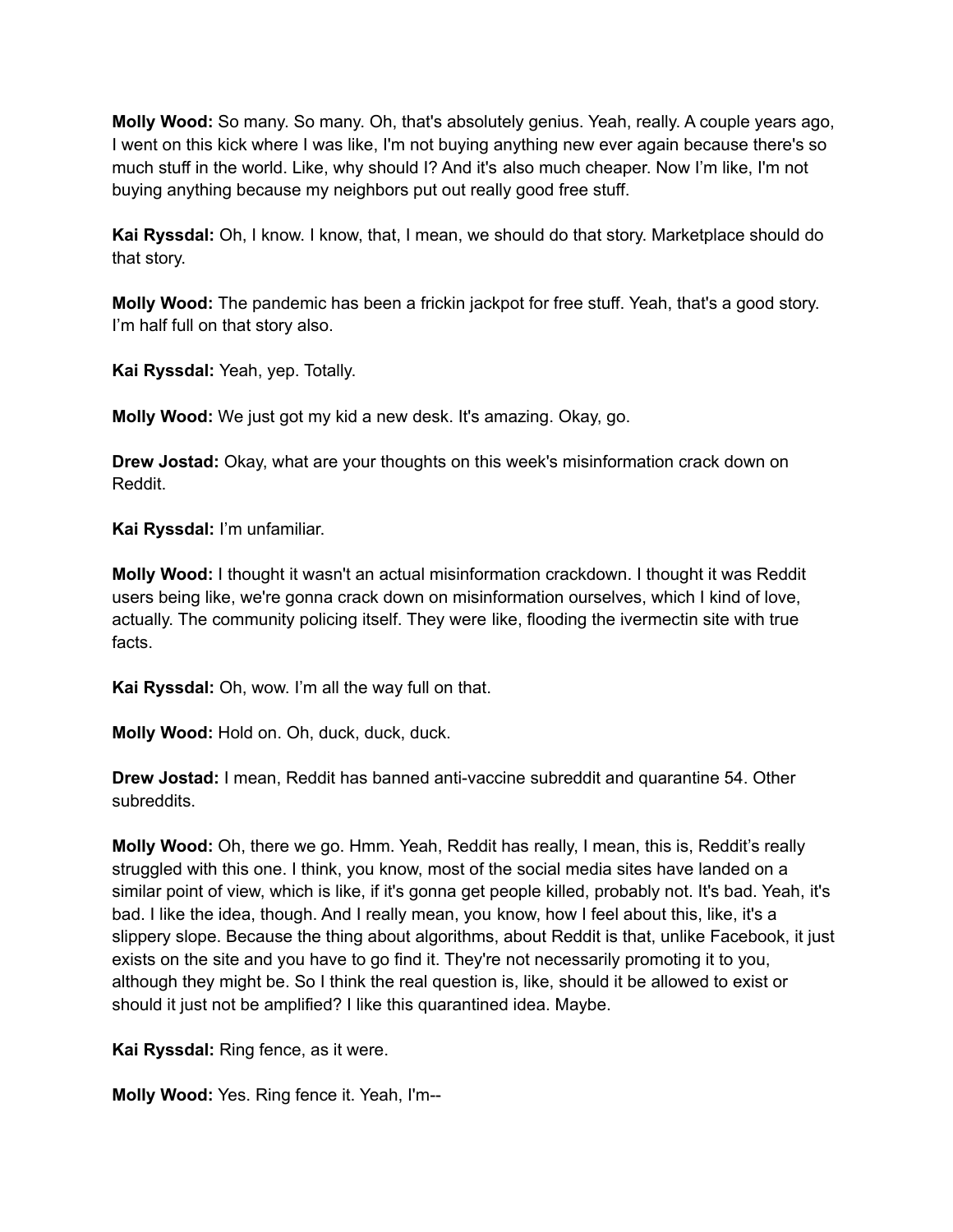**Molly Wood:** So many. So many. Oh, that's absolutely genius. Yeah, really. A couple years ago, I went on this kick where I was like, I'm not buying anything new ever again because there's so much stuff in the world. Like, why should I? And it's also much cheaper. Now I'm like, I'm not buying anything because my neighbors put out really good free stuff.

**Kai Ryssdal:** Oh, I know. I know, that, I mean, we should do that story. Marketplace should do that story.

**Molly Wood:** The pandemic has been a frickin jackpot for free stuff. Yeah, that's a good story. I'm half full on that story also.

**Kai Ryssdal:** Yeah, yep. Totally.

**Molly Wood:** We just got my kid a new desk. It's amazing. Okay, go.

**Drew Jostad:** Okay, what are your thoughts on this week's misinformation crack down on Reddit.

**Kai Ryssdal:** I'm unfamiliar.

**Molly Wood:** I thought it wasn't an actual misinformation crackdown. I thought it was Reddit users being like, we're gonna crack down on misinformation ourselves, which I kind of love, actually. The community policing itself. They were like, flooding the ivermectin site with true facts.

**Kai Ryssdal:** Oh, wow. I'm all the way full on that.

**Molly Wood:** Hold on. Oh, duck, duck, duck.

**Drew Jostad:** I mean, Reddit has banned anti-vaccine subreddit and quarantine 54. Other subreddits.

**Molly Wood:** Oh, there we go. Hmm. Yeah, Reddit has really, I mean, this is, Reddit's really struggled with this one. I think, you know, most of the social media sites have landed on a similar point of view, which is like, if it's gonna get people killed, probably not. It's bad. Yeah, it's bad. I like the idea, though. And I really mean, you know, how I feel about this, like, it's a slippery slope. Because the thing about algorithms, about Reddit is that, unlike Facebook, it just exists on the site and you have to go find it. They're not necessarily promoting it to you, although they might be. So I think the real question is, like, should it be allowed to exist or should it just not be amplified? I like this quarantined idea. Maybe.

**Kai Ryssdal:** Ring fence, as it were.

**Molly Wood:** Yes. Ring fence it. Yeah, I'm--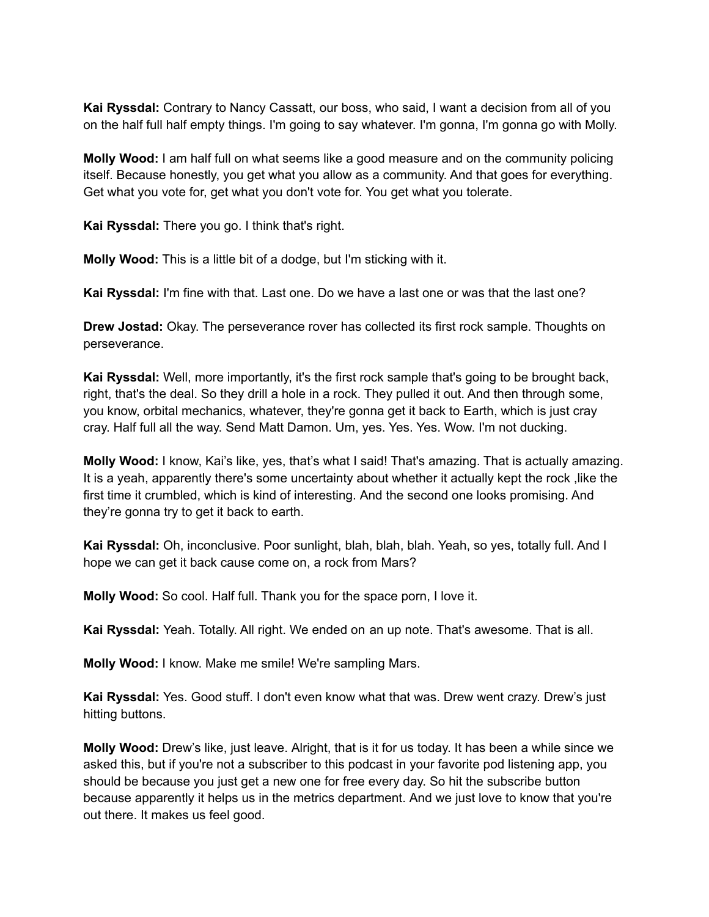**Kai Ryssdal:** Contrary to Nancy Cassatt, our boss, who said, I want a decision from all of you on the half full half empty things. I'm going to say whatever. I'm gonna, I'm gonna go with Molly.

**Molly Wood:** I am half full on what seems like a good measure and on the community policing itself. Because honestly, you get what you allow as a community. And that goes for everything. Get what you vote for, get what you don't vote for. You get what you tolerate.

**Kai Ryssdal:** There you go. I think that's right.

**Molly Wood:** This is a little bit of a dodge, but I'm sticking with it.

**Kai Ryssdal:** I'm fine with that. Last one. Do we have a last one or was that the last one?

**Drew Jostad:** Okay. The perseverance rover has collected its first rock sample. Thoughts on perseverance.

**Kai Ryssdal:** Well, more importantly, it's the first rock sample that's going to be brought back, right, that's the deal. So they drill a hole in a rock. They pulled it out. And then through some, you know, orbital mechanics, whatever, they're gonna get it back to Earth, which is just cray cray. Half full all the way. Send Matt Damon. Um, yes. Yes. Yes. Wow. I'm not ducking.

**Molly Wood:** I know, Kai's like, yes, that's what I said! That's amazing. That is actually amazing. It is a yeah, apparently there's some uncertainty about whether it actually kept the rock ,like the first time it crumbled, which is kind of interesting. And the second one looks promising. And they're gonna try to get it back to earth.

**Kai Ryssdal:** Oh, inconclusive. Poor sunlight, blah, blah, blah. Yeah, so yes, totally full. And I hope we can get it back cause come on, a rock from Mars?

**Molly Wood:** So cool. Half full. Thank you for the space porn, I love it.

**Kai Ryssdal:** Yeah. Totally. All right. We ended on an up note. That's awesome. That is all.

**Molly Wood:** I know. Make me smile! We're sampling Mars.

**Kai Ryssdal:** Yes. Good stuff. I don't even know what that was. Drew went crazy. Drew's just hitting buttons.

**Molly Wood:** Drew's like, just leave. Alright, that is it for us today. It has been a while since we asked this, but if you're not a subscriber to this podcast in your favorite pod listening app, you should be because you just get a new one for free every day. So hit the subscribe button because apparently it helps us in the metrics department. And we just love to know that you're out there. It makes us feel good.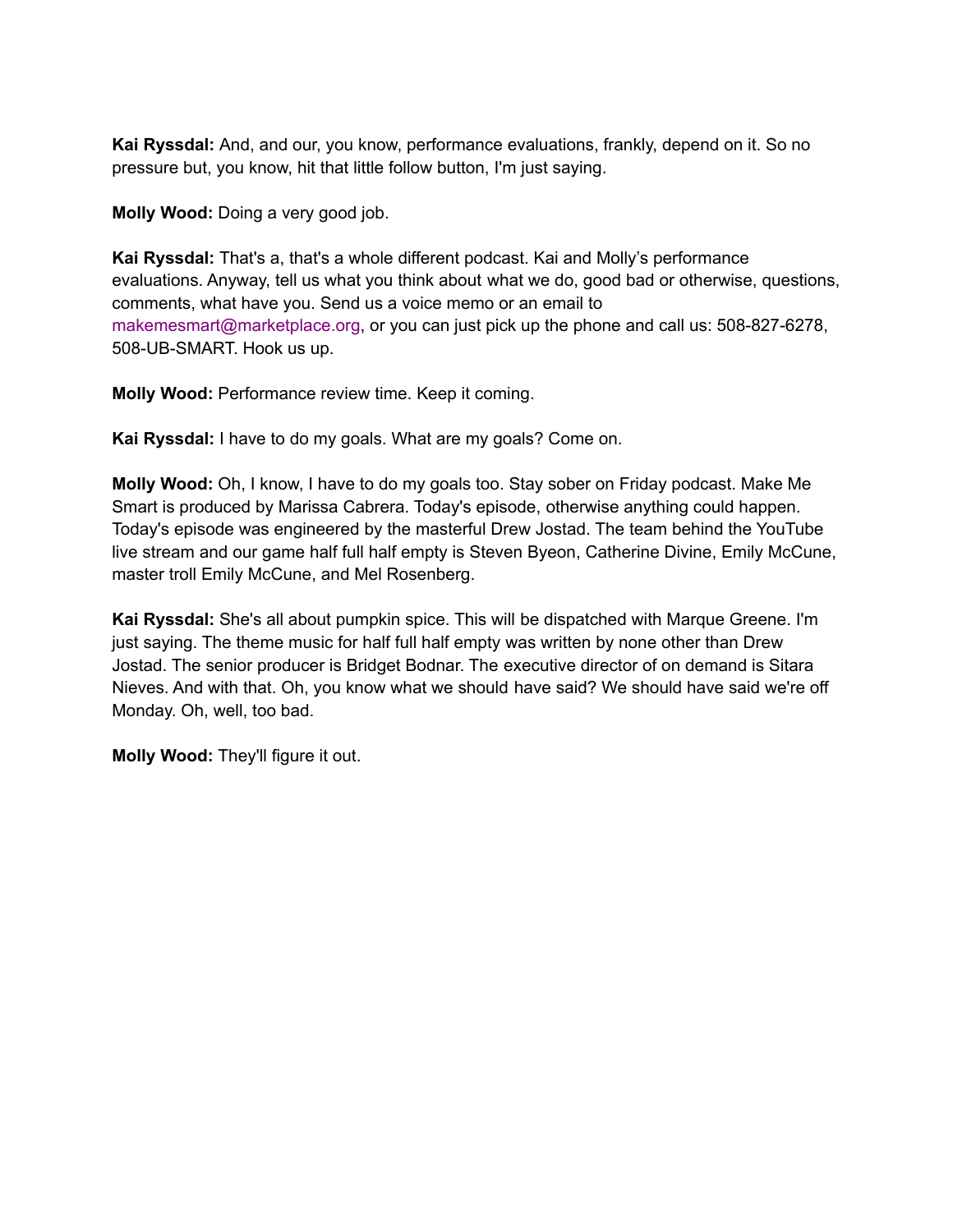**Kai Ryssdal:** And, and our, you know, performance evaluations, frankly, depend on it. So no pressure but, you know, hit that little follow button, I'm just saying.

**Molly Wood:** Doing a very good job.

**Kai Ryssdal:** That's a, that's a whole different podcast. Kai and Molly's performance evaluations. Anyway, tell us what you think about what we do, good bad or otherwise, questions, comments, what have you. Send us a voice memo or an email to makemesmart@marketplace.org, or you can just pick up the phone and call us: 508-827-6278, 508-UB-SMART. Hook us up.

**Molly Wood:** Performance review time. Keep it coming.

**Kai Ryssdal:** I have to do my goals. What are my goals? Come on.

**Molly Wood:** Oh, I know, I have to do my goals too. Stay sober on Friday podcast. Make Me Smart is produced by Marissa Cabrera. Today's episode, otherwise anything could happen. Today's episode was engineered by the masterful Drew Jostad. The team behind the YouTube live stream and our game half full half empty is Steven Byeon, Catherine Divine, Emily McCune, master troll Emily McCune, and Mel Rosenberg.

**Kai Ryssdal:** She's all about pumpkin spice. This will be dispatched with Marque Greene. I'm just saying. The theme music for half full half empty was written by none other than Drew Jostad. The senior producer is Bridget Bodnar. The executive director of on demand is Sitara Nieves. And with that. Oh, you know what we should have said? We should have said we're off Monday. Oh, well, too bad.

**Molly Wood:** They'll figure it out.